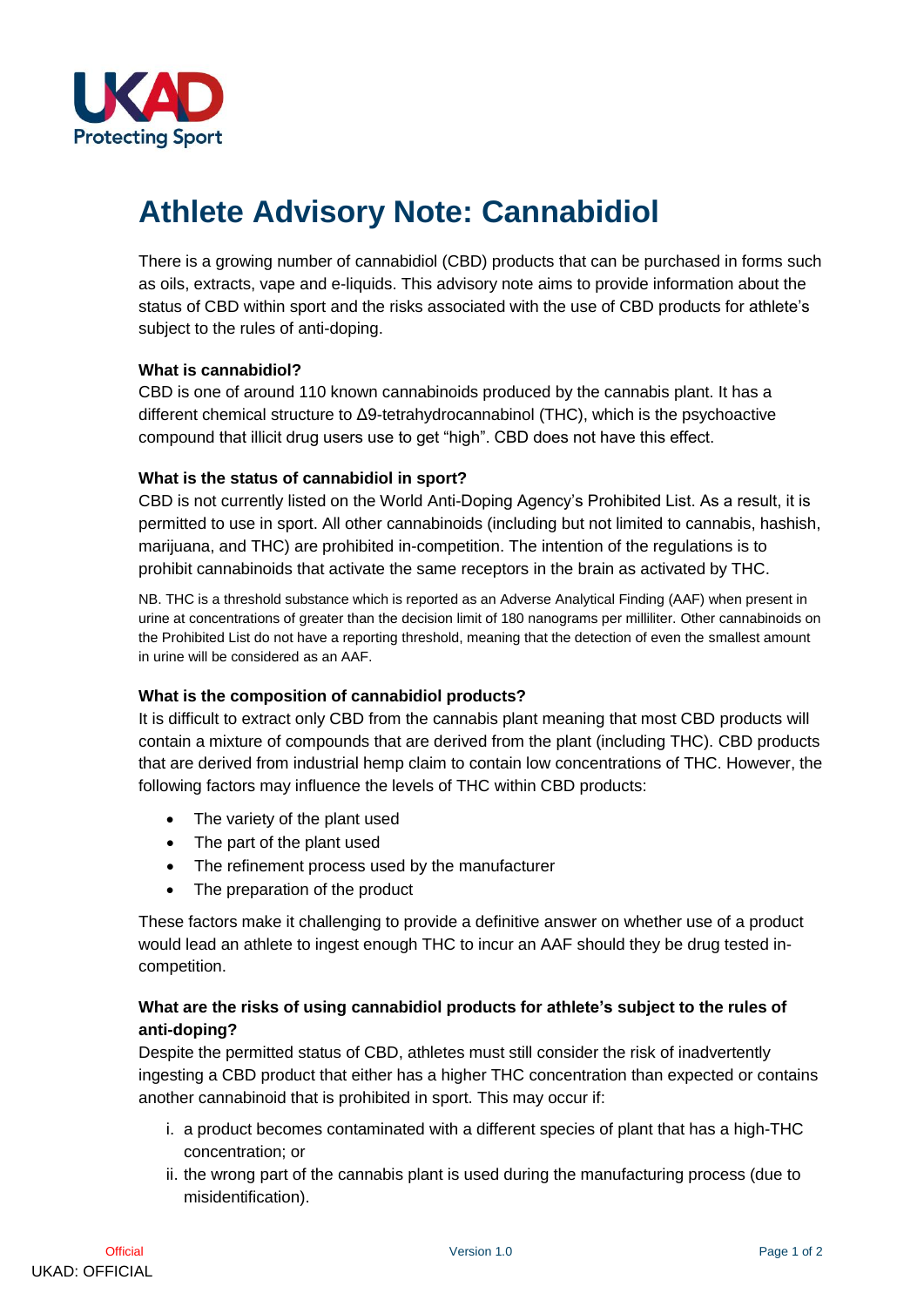UKAD
Protecting Sport

# Athlete Advisory Note: Cannabidiol

There is a growing number of cannabidiol (CBD) products that can be purchased in forms such as oils, extracts, vape and e-liquids. This advisory note aims to provide information about the status of CBD within sport and the risks associated with the use of CBD products for athlete's subject to the rules of anti-doping.

**What is cannabidiol?**

CBD is one of around 110 known cannabinoids produced by the cannabis plant. It has a different chemical structure to Δ9-tetrahydrocannabinol (THC), which is the psychoactive compound that illicit drug users use to get "high". CBD does not have this effect.

**What is the status of cannabidiol in sport?**

CBD is not currently listed on the World Anti-Doping Agency's Prohibited List. As a result, it is permitted to use in sport. All other cannabinoids (including but not limited to cannabis, hashish, marijuana, and THC) are prohibited in-competition. The intention of the regulations is to prohibit cannabinoids that activate the same receptors in the brain as activated by THC.

NB. THC is a threshold substance which is reported as an Adverse Analytical Finding (AAF) when present in urine at concentrations of greater than the decision limit of 180 nanograms per milliliter. Other cannabinoids on the Prohibited List do not have a reporting threshold, meaning that the detection of even the smallest amount in urine will be considered as an AAF.

**What is the composition of cannabidiol products?**

It is difficult to extract only CBD from the cannabis plant meaning that most CBD products will contain a mixture of compounds that are derived from the plant (including THC). CBD products that are derived from industrial hemp claim to contain low concentrations of THC. However, the following factors may influence the levels of THC within CBD products:

- The variety of the plant used
- The part of the plant used
- The refinement process used by the manufacturer
- The preparation of the product

These factors make it challenging to provide a definitive answer on whether use of a product would lead an athlete to ingest enough THC to incur an AAF should they be drug tested in-competition.

**What are the risks of using cannabidiol products for athlete's subject to the rules of anti-doping?**

Despite the permitted status of CBD, athletes must still consider the risk of inadvertently ingesting a CBD product that either has a higher THC concentration than expected or contains another cannabinoid that is prohibited in sport. This may occur if:

i. a product becomes contaminated with a different species of plant that has a high-THC concentration; or
ii. the wrong part of the cannabis plant is used during the manufacturing process (due to misidentification).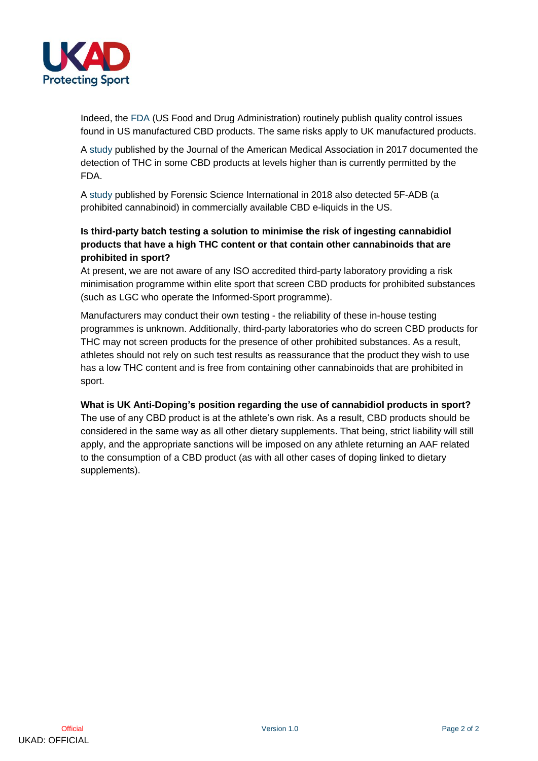Indeed, the FDA (US Food and Drug Administration) routinely publish quality control issues found in US manufactured CBD products. The same risks apply to UK manufactured products.

A study published by the Journal of the American Medical Association in 2017 documented the detection of THC in some CBD products at levels higher than is currently permitted by the FDA.

A study published by Forensic Science International in 2018 also detected 5F-ADB (a prohibited cannabinoid) in commercially available CBD e-liquids in the US.

**Is third-party batch testing a solution to minimise the risk of ingesting cannabidiol products that have a high THC content or that contain other cannabinoids that are prohibited in sport?**

At present, we are not aware of any ISO accredited third-party laboratory providing a risk minimisation programme within elite sport that screen CBD products for prohibited substances (such as LGC who operate the Informed-Sport programme).

Manufacturers may conduct their own testing - the reliability of these in-house testing programmes is unknown. Additionally, third-party laboratories who do screen CBD products for THC may not screen products for the presence of other prohibited substances. As a result, athletes should not rely on such test results as reassurance that the product they wish to use has a low THC content and is free from containing other cannabinoids that are prohibited in sport.

**What is UK Anti-Doping's position regarding the use of cannabidiol products in sport?**

The use of any CBD product is at the athlete's own risk. As a result, CBD products should be considered in the same way as all other dietary supplements. That being, strict liability will still apply, and the appropriate sanctions will be imposed on any athlete returning an AAF related to the consumption of a CBD product (as with all other cases of doping linked to dietary supplements).